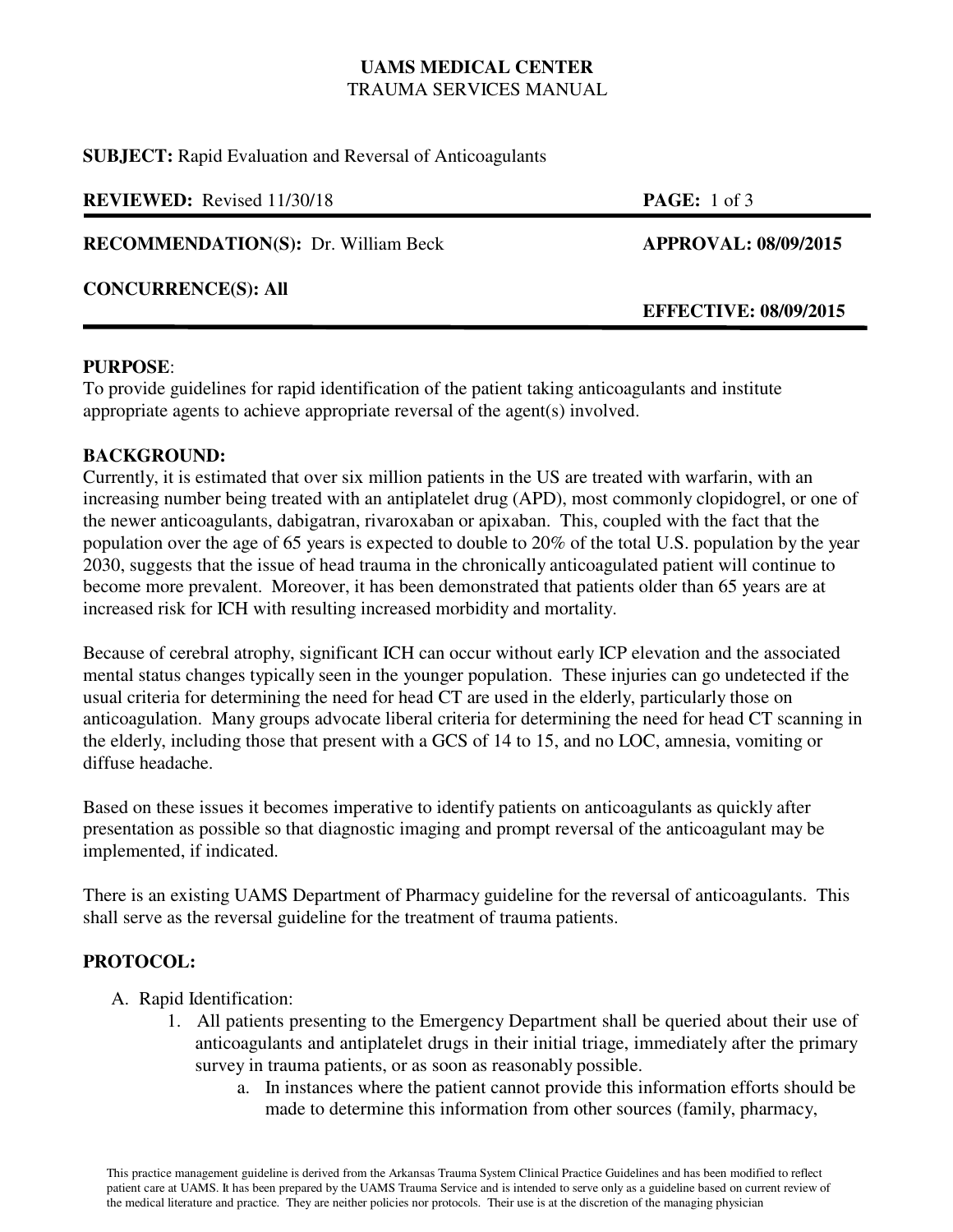**UAMS MEDICAL CENTER**
TRAUMA SERVICES MANUAL

**SUBJECT:** Rapid Evaluation and Reversal of Anticoagulants

**REVIEWED:** Revised 11/30/18

**RECOMMENDATION(S):** Dr. William Beck | **APPROVAL: 08/09/2015**

**CONCURRENCE(S): All**

**EFFECTIVE: 08/09/2015**

---

**PURPOSE**:
To provide guidelines for rapid identification of the patient taking anticoagulants and institute appropriate agents to achieve appropriate reversal of the agent(s) involved.

**BACKGROUND:**
Currently, it is estimated that over six million patients in the US are treated with warfarin, with an increasing number being treated with an antiplatelet drug (APD), most commonly clopidogrel, or one of the newer anticoagulants, dabigatran, rivaroxaban or apixaban. This, coupled with the fact that the population over the age of 65 years is expected to double to 20% of the total U.S. population by the year 2030, suggests that the issue of head trauma in the chronically anticoagulated patient will continue to become more prevalent. Moreover, it has been demonstrated that patients older than 65 years are at increased risk for ICH with resulting increased morbidity and mortality.

Because of cerebral atrophy, significant ICH can occur without early ICP elevation and the associated mental status changes typically seen in the younger population. These injuries can go undetected if the usual criteria for determining the need for head CT are used in the elderly, particularly those on anticoagulation. Many groups advocate liberal criteria for determining the need for head CT scanning in the elderly, including those that present with a GCS of 14 to 15, and no LOC, amnesia, vomiting or diffuse headache.

Based on these issues it becomes imperative to identify patients on anticoagulants as quickly after presentation as possible so that diagnostic imaging and prompt reversal of the anticoagulant may be implemented, if indicated.

There is an existing UAMS Department of Pharmacy guideline for the reversal of anticoagulants. This shall serve as the reversal guideline for the treatment of trauma patients.

**PROTOCOL:**

A. Rapid Identification:
   1. All patients presenting to the Emergency Department shall be queried about their use of anticoagulants and antiplatelet drugs in their initial triage, immediately after the primary survey in trauma patients, or as soon as reasonably possible.
      a. In instances where the patient cannot provide this information efforts should be made to determine this information from other sources (family, pharmacy,

This practice management guideline is derived from the Arkansas Trauma System Clinical Practice Guidelines and has been modified to reflect patient care at UAMS. It has been prepared by the UAMS Trauma Service and is intended to serve only as a guideline based on current review of the medical literature and practice. They are neither policies nor protocols. Their use is at the discretion of the managing physician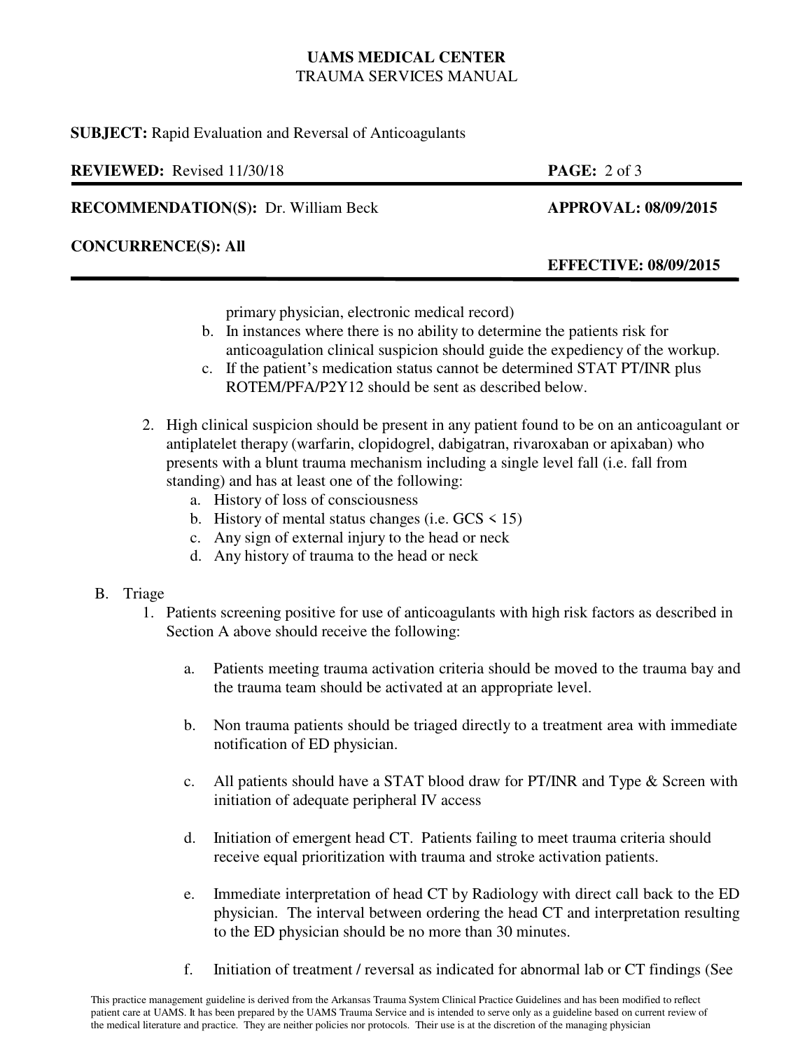primary physician, electronic medical record)

   b. In instances where there is no ability to determine the patients risk for anticoagulation clinical suspicion should guide the expediency of the workup.
   c. If the patient's medication status cannot be determined STAT PT/INR plus ROTEM/PFA/P2Y12 should be sent as described below.

2. High clinical suspicion should be present in any patient found to be on an anticoagulant or antiplatelet therapy (warfarin, clopidogrel, dabigatran, rivaroxaban or apixaban) who presents with a blunt trauma mechanism including a single level fall (i.e. fall from standing) and has at least one of the following:
   a. History of loss of consciousness
   b. History of mental status changes (i.e. GCS < 15)
   c. Any sign of external injury to the head or neck
   d. Any history of trauma to the head or neck

B. Triage

1. Patients screening positive for use of anticoagulants with high risk factors as described in Section A above should receive the following:

   a. Patients meeting trauma activation criteria should be moved to the trauma bay and the trauma team should be activated at an appropriate level.

   b. Non trauma patients should be triaged directly to a treatment area with immediate notification of ED physician.

   c. All patients should have a STAT blood draw for PT/INR and Type & Screen with initiation of adequate peripheral IV access

   d. Initiation of emergent head CT. Patients failing to meet trauma criteria should receive equal prioritization with trauma and stroke activation patients.

   e. Immediate interpretation of head CT by Radiology with direct call back to the ED physician. The interval between ordering the head CT and interpretation resulting to the ED physician should be no more than 30 minutes.

   f. Initiation of treatment / reversal as indicated for abnormal lab or CT findings (See

This practice management guideline is derived from the Arkansas Trauma System Clinical Practice Guidelines and has been modified to reflect patient care at UAMS. It has been prepared by the UAMS Trauma Service and is intended to serve only as a guideline based on current review of the medical literature and practice. They are neither policies nor protocols. Their use is at the discretion of the managing physician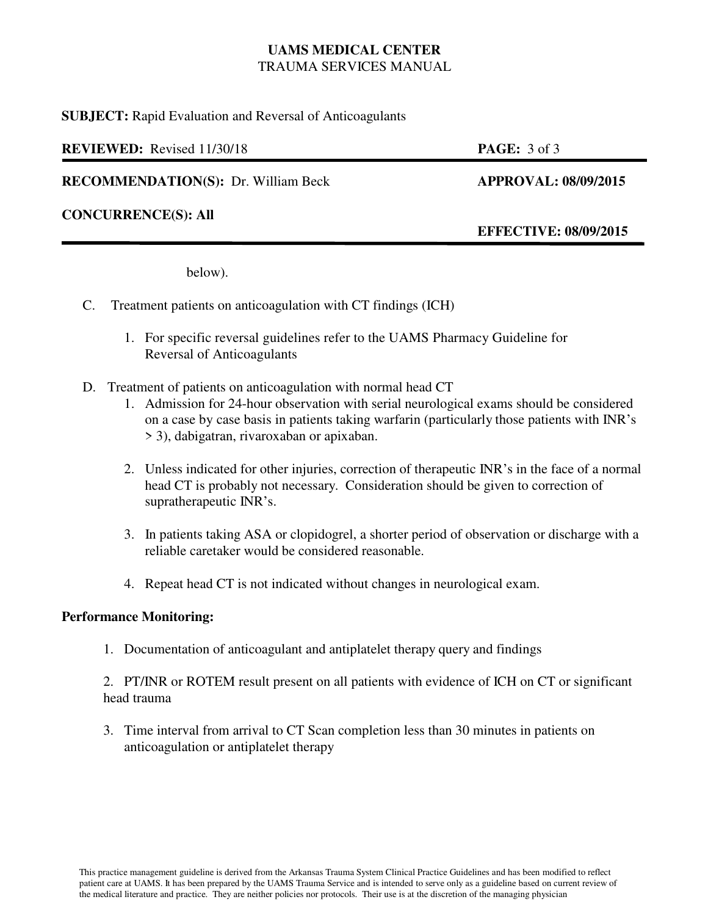below).

C. Treatment patients on anticoagulation with CT findings (ICH)

1. For specific reversal guidelines refer to the UAMS Pharmacy Guideline for Reversal of Anticosagulants

D. Treatment of patients on anticoagulation with normal head CT

1. Admission for 24-hour observation with serial neurological exams should be considered on a case by case basis in patients taking warfarin (particularly those patients with INR's > 3), dabigatran, rivaroxaban or apixaban.

2. Unless indicated for other injuries, correction of therapeutic INR's in the face of a normal head CT is probably not necessary. Consideration should be given to correction of supratherapeutic INR's.

3. In patients taking ASA or clopidogrel, a shorter period of observation or discharge with a reliable caretaker would be considered reasonable.

4. Repeat head CT is not indicated without changes in neurological exam.

**Performance Monitoring:**

1. Documentation of anticoagulant and antiplatelet therapy query and findings

2. PT/INR or ROTEM result present on all patients with evidence of ICH on CT or significant head trauma

3. Time interval from arrival to CT Scan completion less than 30 minutes in patients on anticoagulation or antiplatelet therapy

This practice management guideline is derived from the Arkansas Trauma System Clinical Practice Guidelines and has been modified to reflect patient care at UAMS. It has been prepared by the UAMS Trauma Service and is intended to serve only as a guideline based on current review of the medical literature and practice. They are neither policies nor protocols. Their use is at the discretion of the managing physician